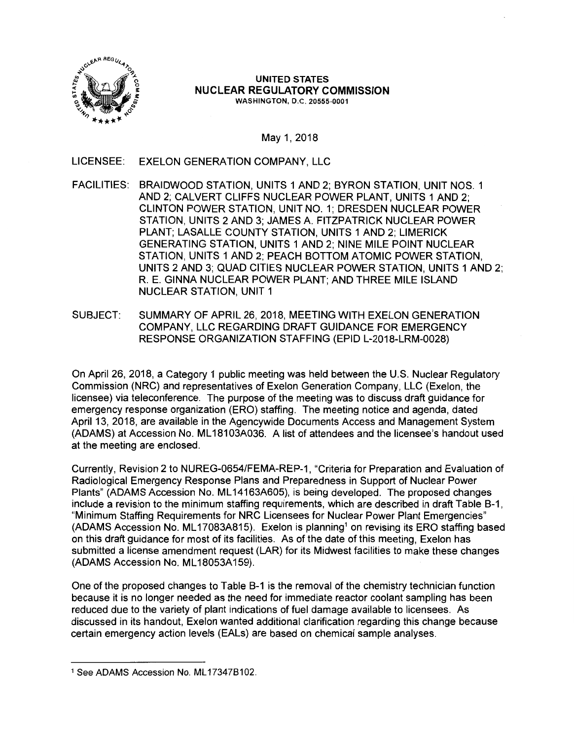**UNITED STATES**
**NUCLEAR REGULATORY COMMISSION**
WASHINGTON, D.C. 20555-0001

May 1, 2018

LICENSEE: EXELON GENERATION COMPANY, LLC

FACILITIES: BRAIDWOOD STATION, UNITS 1 AND 2; BYRON STATION, UNIT NOS. 1 AND 2; CALVERT CLIFFS NUCLEAR POWER PLANT, UNITS 1 AND 2; CLINTON POWER STATION, UNIT NO. 1; DRESDEN NUCLEAR POWER STATION, UNITS 2 AND 3; JAMES A. FITZPATRICK NUCLEAR POWER PLANT; LASALLE COUNTY STATION, UNITS 1 AND 2; LIMERICK GENERATING STATION, UNITS 1 AND 2; NINE MILE POINT NUCLEAR STATION, UNITS 1 AND 2; PEACH BOTTOM ATOMIC POWER STATION, UNITS 2 AND 3; QUAD CITIES NUCLEAR POWER STATION, UNITS 1 AND 2; R. E. GINNA NUCLEAR POWER PLANT; AND THREE MILE ISLAND NUCLEAR STATION, UNIT 1

SUBJECT: SUMMARY OF APRIL 26, 2018, MEETING WITH EXELON GENERATION COMPANY, LLC REGARDING DRAFT GUIDANCE FOR EMERGENCY RESPONSE ORGANIZATION STAFFING (EPID L-2018-LRM-0028)

On April 26, 2018, a Category 1 public meeting was held between the U.S. Nuclear Regulatory Commission (NRC) and representatives of Exelon Generation Company, LLC (Exelon, the licensee) via teleconference. The purpose of the meeting was to discuss draft guidance for emergency response organization (ERO) staffing. The meeting notice and agenda, dated April 13, 2018, are available in the Agencywide Documents Access and Management System (ADAMS) at Accession No. ML18103A036. A list of attendees and the licensee's handout used at the meeting are enclosed.

Currently, Revision 2 to NUREG-0654/FEMA-REP-1, "Criteria for Preparation and Evaluation of Radiological Emergency Response Plans and Preparedness in Support of Nuclear Power Plants" (ADAMS Accession No. ML14163A605), is being developed. The proposed changes include a revision to the minimum staffing requirements, which are described in draft Table B-1, "Minimum Staffing Requirements for NRC Licensees for Nuclear Power Plant Emergencies" (ADAMS Accession No. ML17083A815). Exelon is planning[1] on revising its ERO staffing based on this draft guidance for most of its facilities. As of the date of this meeting, Exelon has submitted a license amendment request (LAR) for its Midwest facilities to make these changes (ADAMS Accession No. ML18053A159).

One of the proposed changes to Table B-1 is the removal of the chemistry technician function because it is no longer needed as the need for immediate reactor coolant sampling has been reduced due to the variety of plant indications of fuel damage available to licensees. As discussed in its handout, Exelon wanted additional clarification regarding this change because certain emergency action levels (EALs) are based on chemical sample analyses.

[1] See ADAMS Accession No. ML17347B102.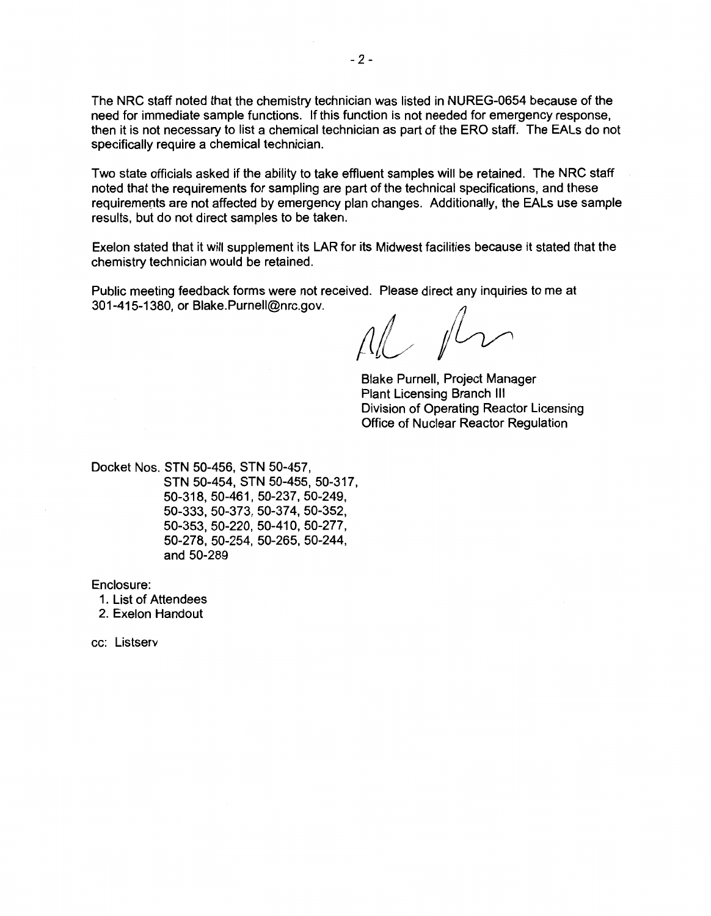The NRC staff noted that the chemistry technician was listed in NUREG-0654 because of the need for immediate sample functions. If this function is not needed for emergency response, then it is not necessary to list a chemical technician as part of the ERO staff. The EALs do not specifically require a chemical technician.

Two state officials asked if the ability to take effluent samples will be retained. The NRC staff noted that the requirements for sampling are part of the technical specifications, and these requirements are not affected by emergency plan changes. Additionally, the EALs use sample results, but do not direct samples to be taken.

Exelon stated that it will supplement its LAR for its Midwest facilities because it stated that the chemistry technician would be retained.

Public meeting feedback forms were not received. Please direct any inquiries to me at 301-415-1380, or Blake.Purnell@nrc.gov.

Blake Purnell, Project Manager
Plant Licensing Branch III
Division of Operating Reactor Licensing
Office of Nuclear Reactor Regulation

Docket Nos. STN 50-456, STN 50-457, STN 50-454, STN 50-455, 50-317, 50-318, 50-461, 50-237, 50-249, 50-333, 50-373, 50-374, 50-352, 50-353, 50-220, 50-410, 50-277, 50-278, 50-254, 50-265, 50-244, and 50-289

Enclosure:
1. List of Attendees
2. Exelon Handout

cc: Listserv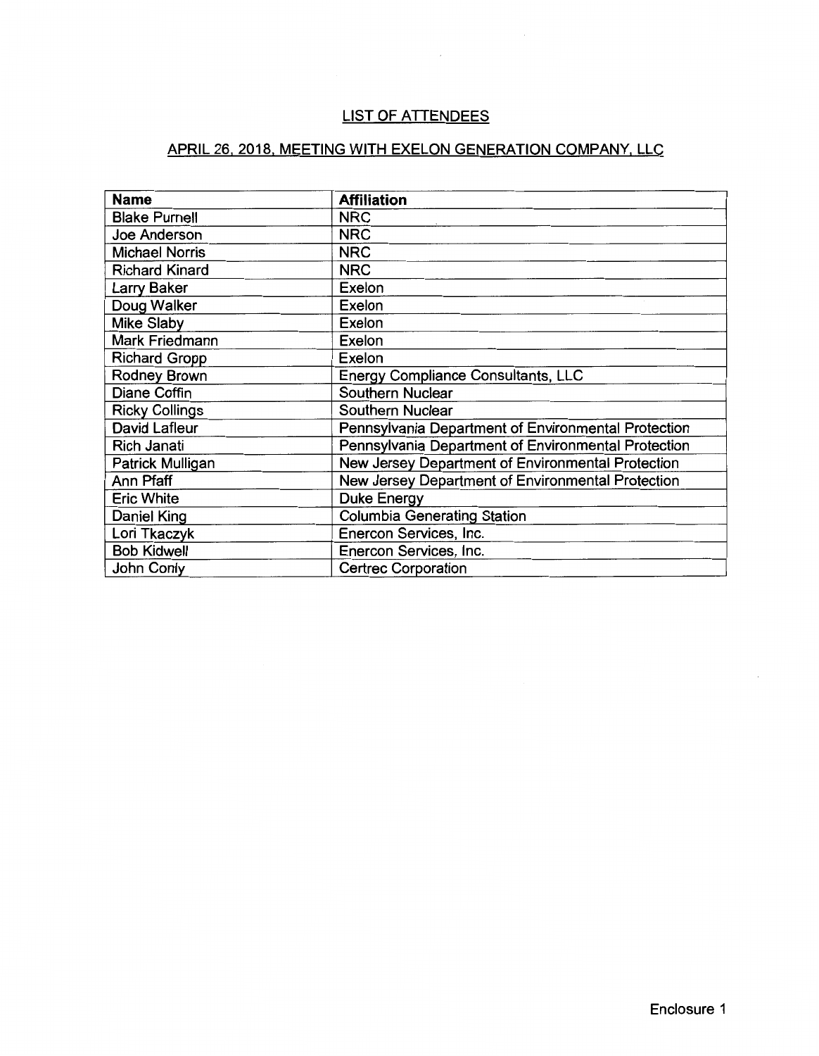## LIST OF ATTENDEES

## APRIL 26, 2018, MEETING WITH EXELON GENERATION COMPANY, LLC

| Name | Affiliation |
|---|---|
| Blake Purnell | NRC |
| Joe Anderson | NRC |
| Michael Norris | NRC |
| Richard Kinard | NRC |
| Larry Baker | Exelon |
| Doug Walker | Exelon |
| Mike Slaby | Exelon |
| Mark Friedmann | Exelon |
| Richard Gropp | Exelon |
| Rodney Brown | Energy Compliance Consultants, LLC |
| Diane Coffin | Southern Nuclear |
| Ricky Collings | Southern Nuclear |
| David Lafleur | Pennsylvania Department of Environmental Protection |
| Rich Janati | Pennsylvania Department of Environmental Protection |
| Patrick Mulligan | New Jersey Department of Environmental Protection |
| Ann Pfaff | New Jersey Department of Environmental Protection |
| Eric White | Duke Energy |
| Daniel King | Columbia Generating Station |
| Lori Tkaczyk | Enercon Services, Inc. |
| Bob Kidwell | Enercon Services, Inc. |
| John Conly | Certrec Corporation |

Enclosure 1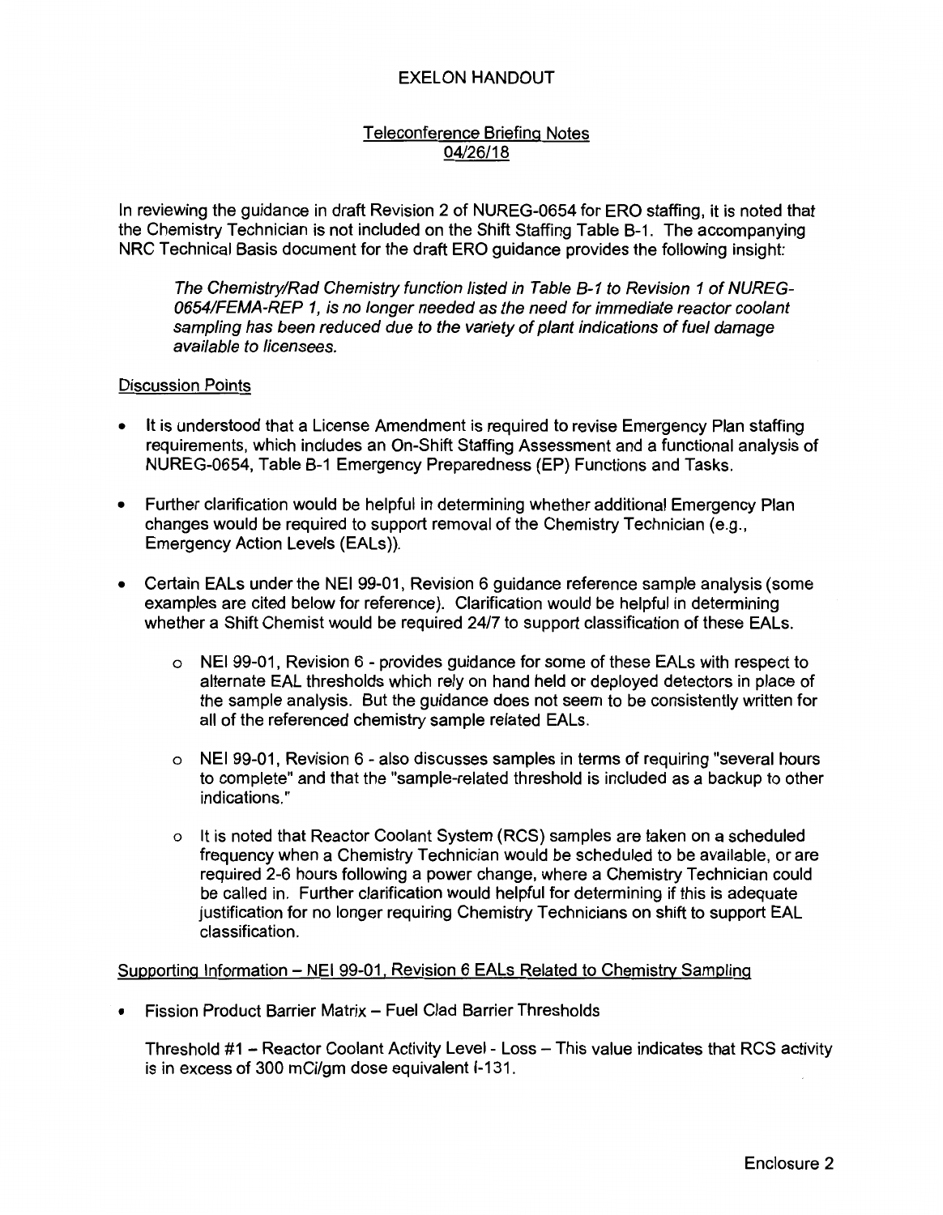# EXELON HANDOUT

## Teleconference Briefing Notes 04/26/18

In reviewing the guidance in draft Revision 2 of NUREG-0654 for ERO staffing, it is noted that the Chemistry Technician is not included on the Shift Staffing Table B-1. The accompanying NRC Technical Basis document for the draft ERO guidance provides the following insight:

> *The Chemistry/Rad Chemistry function listed in Table B-1 to Revision 1 of NUREG-0654/FEMA-REP 1, is no longer needed as the need for immediate reactor coolant sampling has been reduced due to the variety of plant indications of fuel damage available to licensees.*

### Discussion Points

- It is understood that a License Amendment is required to revise Emergency Plan staffing requirements, which includes an On-Shift Staffing Assessment and a functional analysis of NUREG-0654, Table B-1 Emergency Preparedness (EP) Functions and Tasks.
- Further clarification would be helpful in determining whether additional Emergency Plan changes would be required to support removal of the Chemistry Technician (e.g., Emergency Action Levels (EALs)).
- Certain EALs under the NEI 99-01, Revision 6 guidance reference sample analysis (some examples are cited below for reference). Clarification would be helpful in determining whether a Shift Chemist would be required 24/7 to support classification of these EALs.
  - NEI 99-01, Revision 6 - provides guidance for some of these EALs with respect to alternate EAL thresholds which rely on hand held or deployed detectors in place of the sample analysis. But the guidance does not seem to be consistently written for all of the referenced chemistry sample related EALs.
  - NEI 99-01, Revision 6 - also discusses samples in terms of requiring "several hours to complete" and that the "sample-related threshold is included as a backup to other indications."
  - It is noted that Reactor Coolant System (RCS) samples are taken on a scheduled frequency when a Chemistry Technician would be scheduled to be available, or are required 2-6 hours following a power change, where a Chemistry Technician could be called in. Further clarification would helpful for determining if this is adequate justification for no longer requiring Chemistry Technicians on shift to support EAL classification.

### Supporting Information – NEI 99-01, Revision 6 EALs Related to Chemistry Sampling

- Fission Product Barrier Matrix – Fuel Clad Barrier Thresholds

  Threshold #1 – Reactor Coolant Activity Level - Loss – This value indicates that RCS activity is in excess of 300 mCi/gm dose equivalent I-131.

Enclosure 2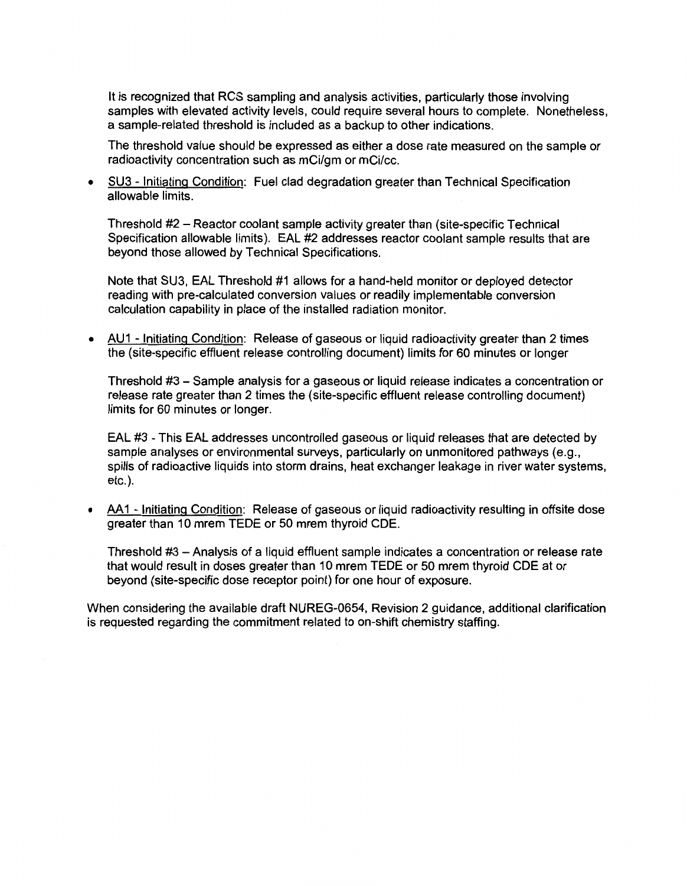It is recognized that RCS sampling and analysis activities, particularly those involving samples with elevated activity levels, could require several hours to complete. Nonetheless, a sample-related threshold is included as a backup to other indications.

The threshold value should be expressed as either a dose rate measured on the sample or radioactivity concentration such as mCi/gm or mCi/cc.

- <u>SU3 - Initiating Condition</u>: Fuel clad degradation greater than Technical Specification allowable limits.

  Threshold #2 – Reactor coolant sample activity greater than (site-specific Technical Specification allowable limits). EAL #2 addresses reactor coolant sample results that are beyond those allowed by Technical Specifications.

  Note that SU3, EAL Threshold #1 allows for a hand-held monitor or deployed detector reading with pre-calculated conversion values or readily implementable conversion calculation capability in place of the installed radiation monitor.

- <u>AU1 - Initiating Condition</u>: Release of gaseous or liquid radioactivity greater than 2 times the (site-specific effluent release controlling document) limits for 60 minutes or longer

  Threshold #3 – Sample analysis for a gaseous or liquid release indicates a concentration or release rate greater than 2 times the (site-specific effluent release controlling document) limits for 60 minutes or longer.

  EAL #3 - This EAL addresses uncontrolled gaseous or liquid releases that are detected by sample analyses or environmental surveys, particularly on unmonitored pathways (e.g., spills of radioactive liquids into storm drains, heat exchanger leakage in river water systems, etc.).

- <u>AA1 - Initiating Condition</u>: Release of gaseous or liquid radioactivity resulting in offsite dose greater than 10 mrem TEDE or 50 mrem thyroid CDE.

  Threshold #3 – Analysis of a liquid effluent sample indicates a concentration or release rate that would result in doses greater than 10 mrem TEDE or 50 mrem thyroid CDE at or beyond (site-specific dose receptor point) for one hour of exposure.

When considering the available draft NUREG-0654, Revision 2 guidance, additional clarification is requested regarding the commitment related to on-shift chemistry staffing.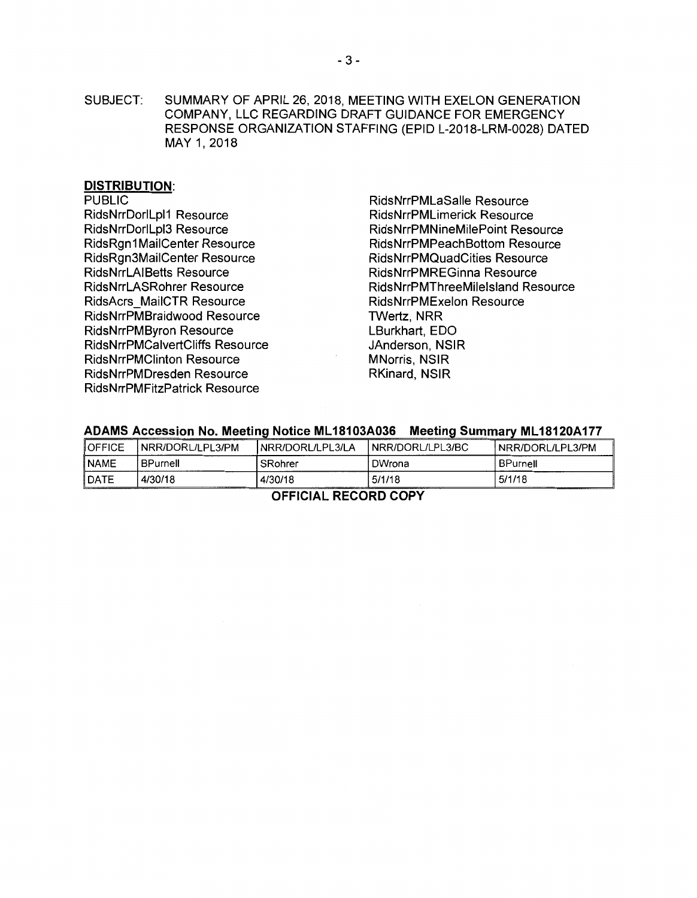SUBJECT: SUMMARY OF APRIL 26, 2018, MEETING WITH EXELON GENERATION COMPANY, LLC REGARDING DRAFT GUIDANCE FOR EMERGENCY RESPONSE ORGANIZATION STAFFING (EPID L-2018-LRM-0028) DATED MAY 1, 2018

**DISTRIBUTION:**

PUBLIC
RidsNrrDorlLpl1 Resource
RidsNrrDorlLpl3 Resource
RidsRgn1MailCenter Resource
RidsRgn3MailCenter Resource
RidsNrrLAIBetts Resource
RidsNrrLASRohrer Resource
RidsAcrs_MailCTR Resource
RidsNrrPMBraidwood Resource
RidsNrrPMByron Resource
RidsNrrPMCalvertCliffs Resource
RidsNrrPMClinton Resource
RidsNrrPMDresden Resource
RidsNrrPMFitzPatrick Resource
RidsNrrPMLaSalle Resource
RidsNrrPMLimerick Resource
RidsNrrPMNineMilePoint Resource
RidsNrrPMPeachBottom Resource
RidsNrrPMQuadCities Resource
RidsNrrPMREGinna Resource
RidsNrrPMThreeMileIsland Resource
RidsNrrPMExelon Resource
TWertz, NRR
LBurkhart, EDO
JAnderson, NSIR
MNorris, NSIR
RKinard, NSIR

**ADAMS Accession No. Meeting Notice ML18103A036 Meeting Summary ML18120A177**

| OFFICE | NRR/DORL/LPL3/PM | NRR/DORL/LPL3/LA | NRR/DORL/LPL3/BC | NRR/DORL/LPL3/PM |
|---|---|---|---|---|
| NAME | BPurnell | SRohrer | DWrona | BPurnell |
| DATE | 4/30/18 | 4/30/18 | 5/1/18 | 5/1/18 |

**OFFICIAL RECORD COPY**